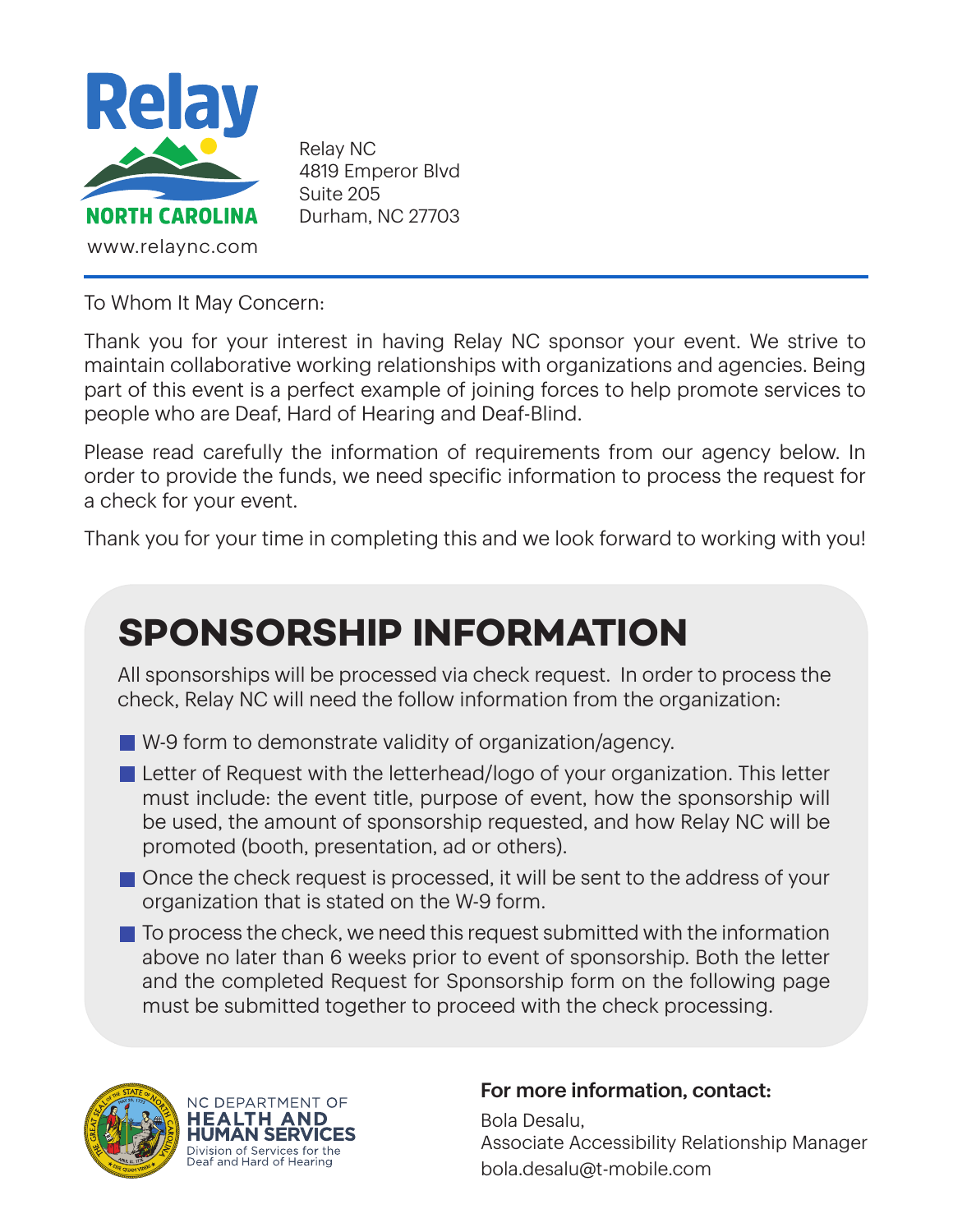**Relay NORTH CAROLINA**

www.relaync.com

Relay NC
4819 Emperor Blvd
Suite 205
Durham, NC 27703

To Whom It May Concern:

Thank you for your interest in having Relay NC sponsor your event. We strive to maintain collaborative working relationships with organizations and agencies. Being part of this event is a perfect example of joining forces to help promote services to people who are Deaf, Hard of Hearing and Deaf-Blind.

Please read carefully the information of requirements from our agency below. In order to provide the funds, we need specific information to process the request for a check for your event.

Thank you for your time in completing this and we look forward to working with you!

# SPONSORSHIP INFORMATION

All sponsorships will be processed via check request. In order to process the check, Relay NC will need the follow information from the organization:

- W-9 form to demonstrate validity of organization/agency.
- Letter of Request with the letterhead/logo of your organization. This letter must include: the event title, purpose of event, how the sponsorship will be used, the amount of sponsorship requested, and how Relay NC will be promoted (booth, presentation, ad or others).
- Once the check request is processed, it will be sent to the address of your organization that is stated on the W-9 form.
- To process the check, we need this request submitted with the information above no later than 6 weeks prior to event of sponsorship. Both the letter and the completed Request for Sponsorship form on the following page must be submitted together to proceed with the check processing.

NC DEPARTMENT OF
**HEALTH AND HUMAN SERVICES**
Division of Services for the Deaf and Hard of Hearing

**For more information, contact:**

Bola Desalu,
Associate Accessibility Relationship Manager
bola.desalu@t-mobile.com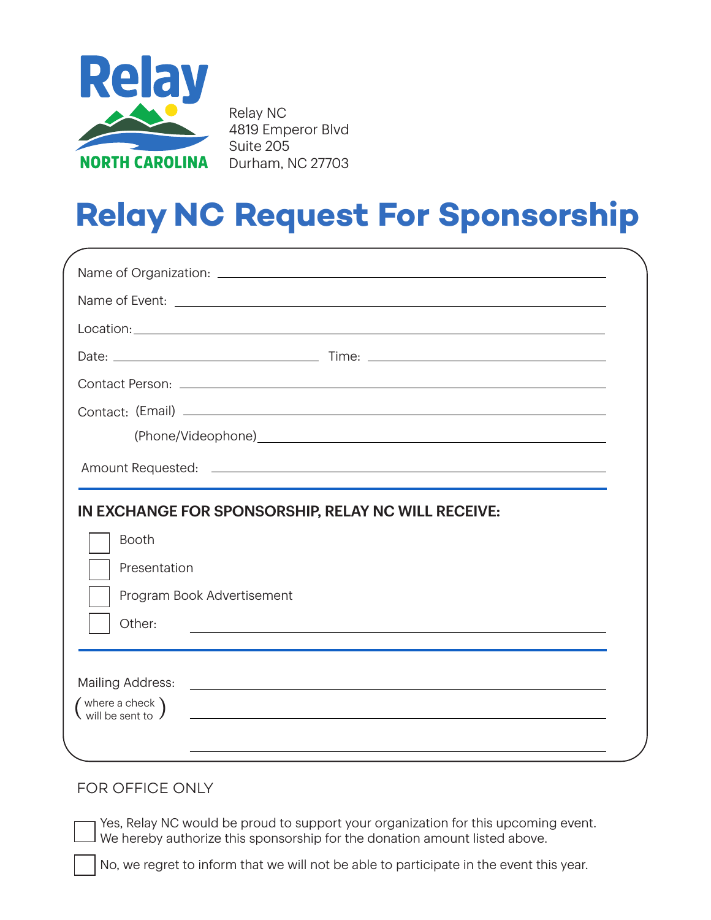Relay NORTH CAROLINA

Relay NC
4819 Emperor Blvd
Suite 205
Durham, NC 27703

# Relay NC Request For Sponsorship

Name of Organization: ______________________________

Name of Event: ______________________________

Location: ______________________________

Date: ______________________ Time: ______________________

Contact Person: ______________________________

Contact: (Email) ______________________________

(Phone/Videophone) ______________________________

Amount Requested: ______________________________

**IN EXCHANGE FOR SPONSORSHIP, RELAY NC WILL RECEIVE:**

- ☐ Booth
- ☐ Presentation
- ☐ Program Book Advertisement
- ☐ Other: ______________________________

Mailing Address: ______________________________
(where a check will be sent to) ______________________________

______________________________

FOR OFFICE ONLY

☐ Yes, Relay NC would be proud to support your organization for this upcoming event. We hereby authorize this sponsorship for the donation amount listed above.

☐ No, we regret to inform that we will not be able to participate in the event this year.